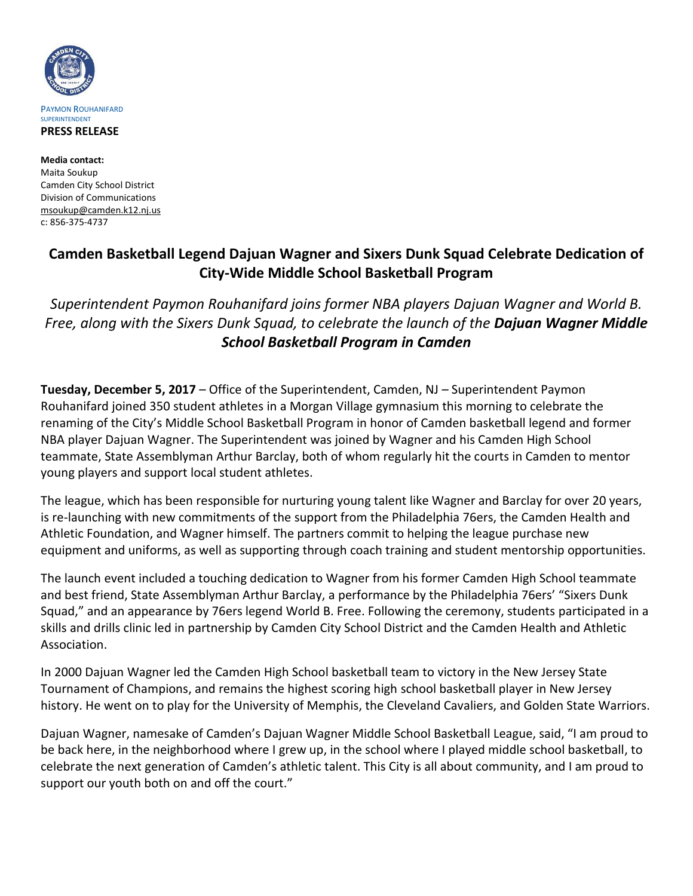PAYMON ROUHANIFARD
SUPERINTENDENT

**PRESS RELEASE**

**Media contact:**
Maita Soukup
Camden City School District
Division of Communications
msoukup@camden.k12.nj.us
c: 856-375-4737

# Camden Basketball Legend Dajuan Wagner and Sixers Dunk Squad Celebrate Dedication of City-Wide Middle School Basketball Program

*Superintendent Paymon Rouhanifard joins former NBA players Dajuan Wagner and World B. Free, along with the Sixers Dunk Squad, to celebrate the launch of the* ***Dajuan Wagner Middle School Basketball Program in Camden***

**Tuesday, December 5, 2017** – Office of the Superintendent, Camden, NJ – Superintendent Paymon Rouhanifard joined 350 student athletes in a Morgan Village gymnasium this morning to celebrate the renaming of the City's Middle School Basketball Program in honor of Camden basketball legend and former NBA player Dajuan Wagner. The Superintendent was joined by Wagner and his Camden High School teammate, State Assemblyman Arthur Barclay, both of whom regularly hit the courts in Camden to mentor young players and support local student athletes.

The league, which has been responsible for nurturing young talent like Wagner and Barclay for over 20 years, is re-launching with new commitments of the support from the Philadelphia 76ers, the Camden Health and Athletic Foundation, and Wagner himself. The partners commit to helping the league purchase new equipment and uniforms, as well as supporting through coach training and student mentorship opportunities.

The launch event included a touching dedication to Wagner from his former Camden High School teammate and best friend, State Assemblyman Arthur Barclay, a performance by the Philadelphia 76ers' "Sixers Dunk Squad," and an appearance by 76ers legend World B. Free. Following the ceremony, students participated in a skills and drills clinic led in partnership by Camden City School District and the Camden Health and Athletic Association.

In 2000 Dajuan Wagner led the Camden High School basketball team to victory in the New Jersey State Tournament of Champions, and remains the highest scoring high school basketball player in New Jersey history. He went on to play for the University of Memphis, the Cleveland Cavaliers, and Golden State Warriors.

Dajuan Wagner, namesake of Camden's Dajuan Wagner Middle School Basketball League, said, "I am proud to be back here, in the neighborhood where I grew up, in the school where I played middle school basketball, to celebrate the next generation of Camden's athletic talent. This City is all about community, and I am proud to support our youth both on and off the court."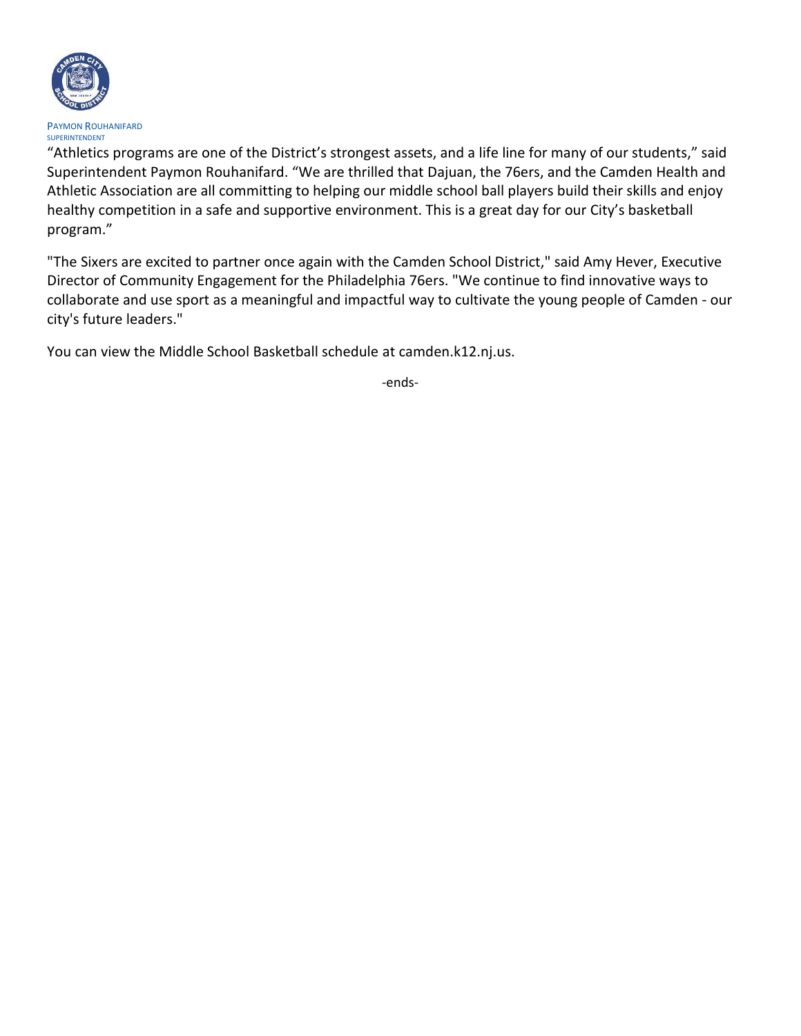PAYMON ROUHANIFARD
SUPERINTENDENT

"Athletics programs are one of the District's strongest assets, and a life line for many of our students," said Superintendent Paymon Rouhanifard. "We are thrilled that Dajuan, the 76ers, and the Camden Health and Athletic Association are all committing to helping our middle school ball players build their skills and enjoy healthy competition in a safe and supportive environment. This is a great day for our City's basketball program."

"The Sixers are excited to partner once again with the Camden School District," said Amy Hever, Executive Director of Community Engagement for the Philadelphia 76ers. "We continue to find innovative ways to collaborate and use sport as a meaningful and impactful way to cultivate the young people of Camden - our city's future leaders."

You can view the Middle School Basketball schedule at camden.k12.nj.us.

-ends-